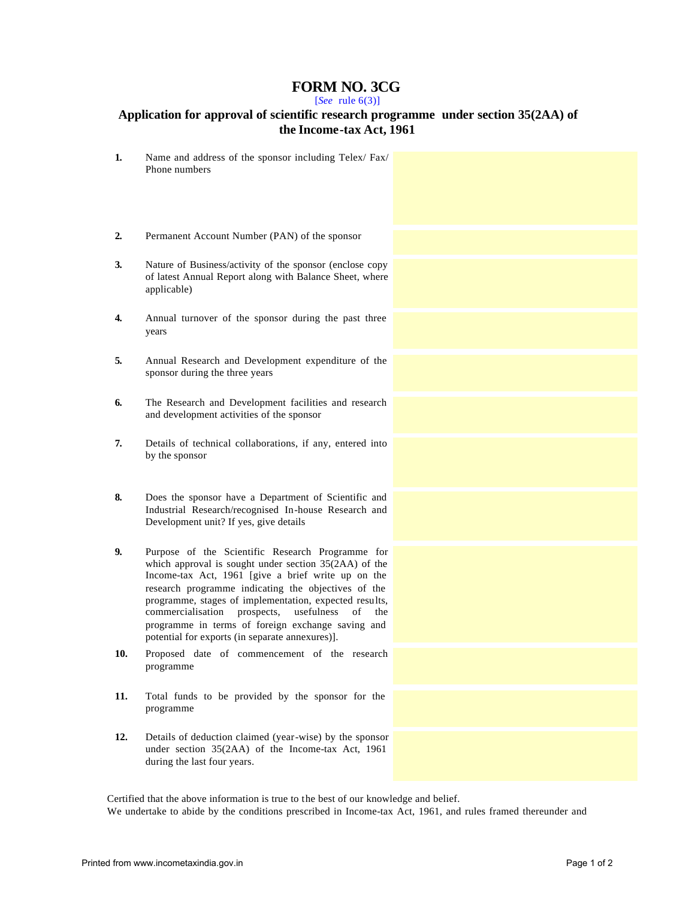# FORM NO. 3CG

[*See* rule 6(3)]

## Application for approval of scientific research programme under section 35(2AA) of the Income-tax Act, 1961

| | | |
|---|---|---|
| **1.** | Name and address of the sponsor including Telex/ Fax/ Phone numbers | |
| **2.** | Permanent Account Number (PAN) of the sponsor | |
| **3.** | Nature of Business/activity of the sponsor (enclose copy of latest Annual Report along with Balance Sheet, where applicable) | |
| **4.** | Annual turnover of the sponsor during the past three years | |
| **5.** | Annual Research and Development expenditure of the sponsor during the three years | |
| **6.** | The Research and Development facilities and research and development activities of the sponsor | |
| **7.** | Details of technical collaborations, if any, entered into by the sponsor | |
| **8.** | Does the sponsor have a Department of Scientific and Industrial Research/recognised In-house Research and Development unit? If yes, give details | |
| **9.** | Purpose of the Scientific Research Programme for which approval is sought under section 35(2AA) of the Income-tax Act, 1961 [give a brief write up on the research programme indicating the objectives of the programme, stages of implementation, expected results, commercialisation prospects, usefulness of the programme in terms of foreign exchange saving and potential for exports (in separate annexures)]. | |
| **10.** | Proposed date of commencement of the research programme | |
| **11.** | Total funds to be provided by the sponsor for the programme | |
| **12.** | Details of deduction claimed (year-wise) by the sponsor under section 35(2AA) of the Income-tax Act, 1961 during the last four years. | |

Certified that the above information is true to the best of our knowledge and belief.

We undertake to abide by the conditions prescribed in Income-tax Act, 1961, and rules framed thereunder and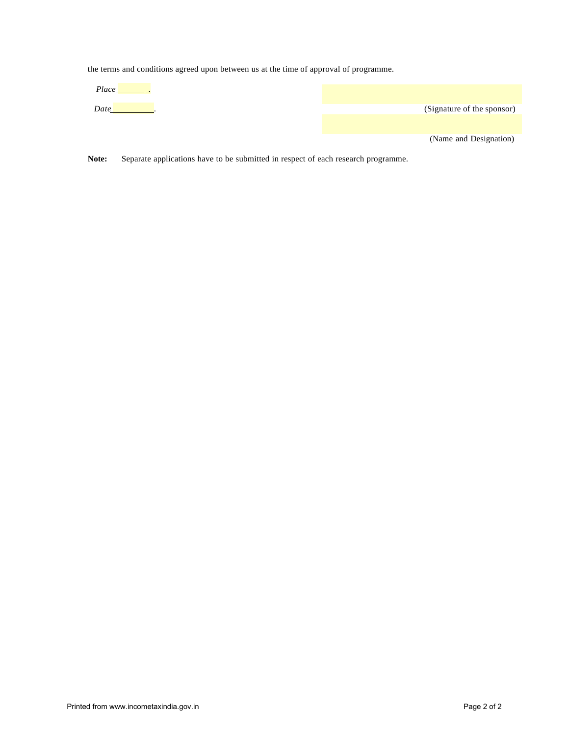the terms and conditions agreed upon between us at the time of approval of programme.

*Place* ______ .

*Date* __________.

(Signature of the sponsor)

(Name and Designation)

**Note:** Separate applications have to be submitted in respect of each research programme.

Printed from www.incometaxindia.gov.in